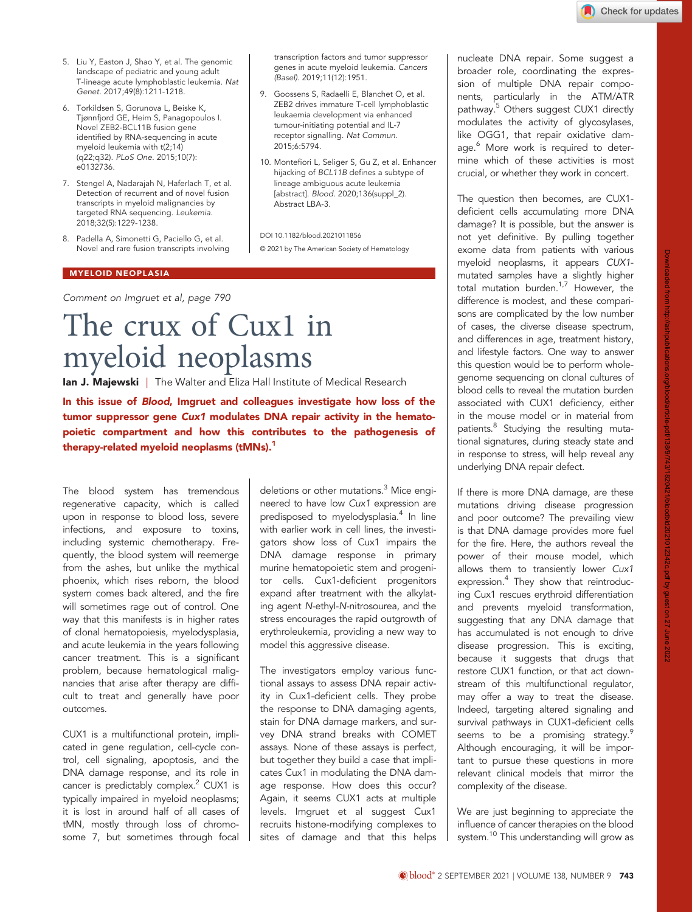5. Liu Y, Easton J, Shao Y, et al. The genomic landscape of pediatric and young adult T-lineage acute lymphoblastic leukemia. Nat Genet. 2017;49(8):1211-1218.
6. Torkildsen S, Gorunova L, Beiske K, Tjønnfjord GE, Heim S, Panagopoulos I. Novel ZEB2-BCL11B fusion gene identified by RNA-sequencing in acute myeloid leukemia with t(2;14)(q22;q32). PLoS One. 2015;10(7):e0132736.
7. Stengel A, Nadarajah N, Haferlach T, et al. Detection of recurrent and of novel fusion transcripts in myeloid malignancies by targeted RNA sequencing. Leukemia. 2018;32(5):1229-1238.
8. Padella A, Simonetti G, Paciello G, et al. Novel and rare fusion transcripts involving transcription factors and tumor suppressor genes in acute myeloid leukemia. Cancers (Basel). 2019;11(12):1951.
9. Goossens S, Radaelli E, Blanchet O, et al. ZEB2 drives immature T-cell lymphoblastic leukaemia development via enhanced tumour-initiating potential and IL-7 receptor signalling. Nat Commun. 2015;6:5794.
10. Montefiori L, Seliger S, Gu Z, et al. Enhancer hijacking of BCL11B defines a subtype of lineage ambiguous acute leukemia [abstract]. Blood. 2020;136(suppl_2). Abstract LBA-3.

DOI 10.1182/blood.2021011856

© 2021 by The American Society of Hematology

**MYELOID NEOPLASIA**

*Comment on Imgruet et al, page 790*

# The crux of Cux1 in myeloid neoplasms

**Ian J. Majewski** | The Walter and Eliza Hall Institute of Medical Research

**In this issue of *Blood*, Imgruet and colleagues investigate how loss of the tumor suppressor gene *Cux1* modulates DNA repair activity in the hematopoietic compartment and how this contributes to the pathogenesis of therapy-related myeloid neoplasms (tMNs).[1]**

The blood system has tremendous regenerative capacity, which is called upon in response to blood loss, severe infections, and exposure to toxins, including systemic chemotherapy. Frequently, the blood system will reemerge from the ashes, but unlike the mythical phoenix, which rises reborn, the blood system comes back altered, and the fire will sometimes rage out of control. One way that this manifests is in higher rates of clonal hematopoiesis, myelodysplasia, and acute leukemia in the years following cancer treatment. This is a significant problem, because hematological malignancies that arise after therapy are difficult to treat and generally have poor outcomes.

CUX1 is a multifunctional protein, implicated in gene regulation, cell-cycle control, cell signaling, apoptosis, and the DNA damage response, and its role in cancer is predictably complex.[2] CUX1 is typically impaired in myeloid neoplasms; it is lost in around half of all cases of tMN, mostly through loss of chromosome 7, but sometimes through focal deletions or other mutations.[3] Mice engineered to have low *Cux1* expression are predisposed to myelodysplasia.[4] In line with earlier work in cell lines, the investigators show loss of Cux1 impairs the DNA damage response in primary murine hematopoietic stem and progenitor cells. Cux1-deficient progenitors expand after treatment with the alkylating agent *N*-ethyl-*N*-nitrosourea, and the stress encourages the rapid outgrowth of erythroleukemia, providing a new way to model this aggressive disease.

The investigators employ various functional assays to assess DNA repair activity in Cux1-deficient cells. They probe the response to DNA damaging agents, stain for DNA damage markers, and survey DNA strand breaks with COMET assays. None of these assays is perfect, but together they build a case that implicates Cux1 in modulating the DNA damage response. How does this occur? Again, it seems CUX1 acts at multiple levels. Imgruet et al suggest Cux1 recruits histone-modifying complexes to sites of damage and that this helps nucleate DNA repair. Some suggest a broader role, coordinating the expression of multiple DNA repair components, particularly in the ATM/ATR pathway.[5] Others suggest CUX1 directly modulates the activity of glycosylases, like OGG1, that repair oxidative damage.[6] More work is required to determine which of these activities is most crucial, or whether they work in concert.

The question then becomes, are CUX1-deficient cells accumulating more DNA damage? It is possible, but the answer is not yet definitive. By pulling together exome data from patients with various myeloid neoplasms, it appears *CUX1*-mutated samples have a slightly higher total mutation burden.[1,7] However, the difference is modest, and these comparisons are complicated by the low number of cases, the diverse disease spectrum, and differences in age, treatment history, and lifestyle factors. One way to answer this question would be to perform whole-genome sequencing on clonal cultures of blood cells to reveal the mutation burden associated with CUX1 deficiency, either in the mouse model or in material from patients.[8] Studying the resulting mutational signatures, during steady state and in response to stress, will help reveal any underlying DNA repair defect.

If there is more DNA damage, are these mutations driving disease progression and poor outcome? The prevailing view is that DNA damage provides more fuel for the fire. Here, the authors reveal the power of their mouse model, which allows them to transiently lower *Cux1* expression.[4] They show that reintroducing Cux1 rescues erythroid differentiation and prevents myeloid transformation, suggesting that any DNA damage that has accumulated is not enough to drive disease progression. This is exciting, because it suggests that drugs that restore CUX1 function, or that act downstream of this multifunctional regulator, may offer a way to treat the disease. Indeed, targeting altered signaling and survival pathways in CUX1-deficient cells seems to be a promising strategy.[9] Although encouraging, it will be important to pursue these questions in more relevant clinical models that mirror the complexity of the disease.

We are just beginning to appreciate the influence of cancer therapies on the blood system.[10] This understanding will grow as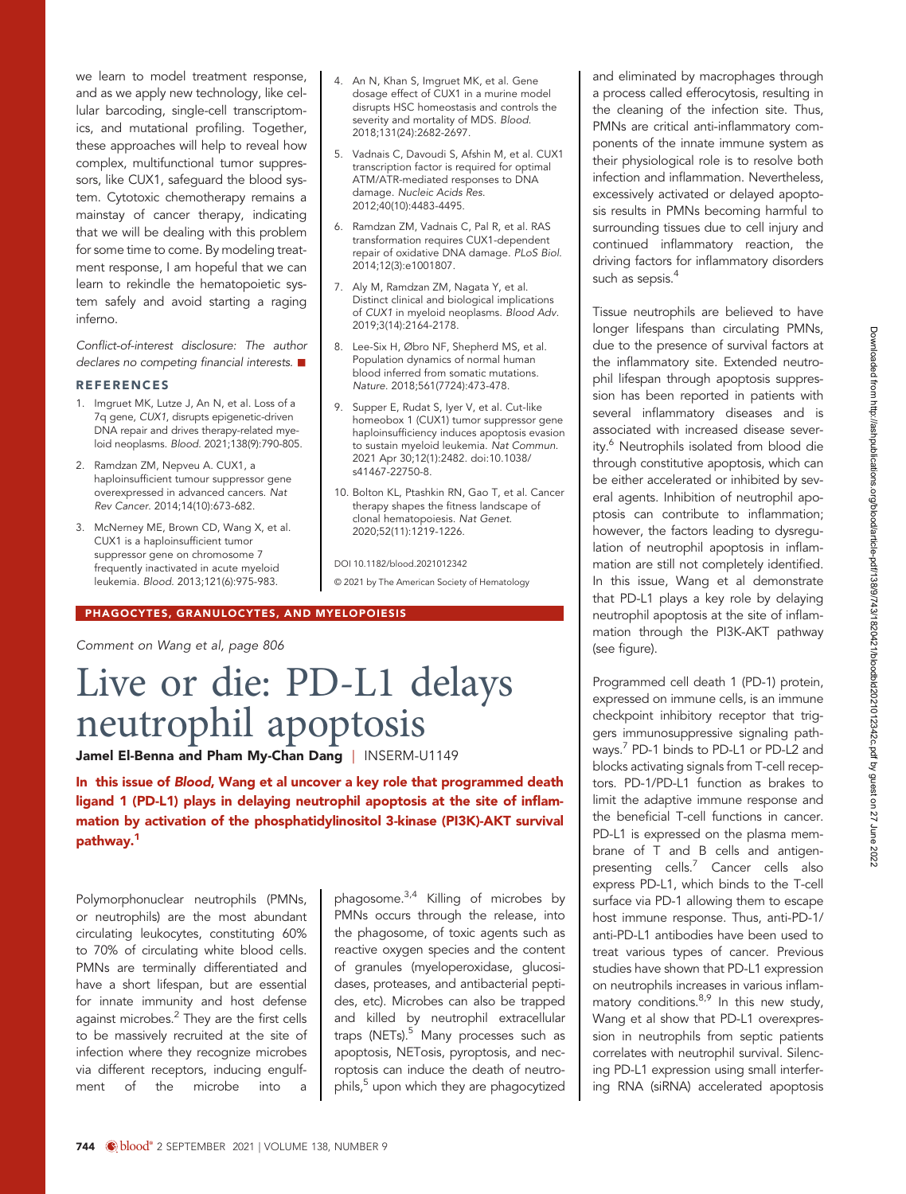we learn to model treatment response, and as we apply new technology, like cellular barcoding, single-cell transcriptomics, and mutational profiling. Together, these approaches will help to reveal how complex, multifunctional tumor suppressors, like CUX1, safeguard the blood system. Cytotoxic chemotherapy remains a mainstay of cancer therapy, indicating that we will be dealing with this problem for some time to come. By modeling treatment response, I am hopeful that we can learn to rekindle the hematopoietic system safely and avoid starting a raging inferno.

*Conflict-of-interest disclosure: The author declares no competing financial interests.*

## REFERENCES

1. Imgruet MK, Lutze J, An N, et al. Loss of a 7q gene, CUX1, disrupts epigenetic-driven DNA repair and drives therapy-related myeloid neoplasms. Blood. 2021;138(9):790-805.
2. Ramdzan ZM, Nepveu A. CUX1, a haploinsufficient tumour suppressor gene overexpressed in advanced cancers. Nat Rev Cancer. 2014;14(10):673-682.
3. McNerney ME, Brown CD, Wang X, et al. CUX1 is a haploinsufficient tumor suppressor gene on chromosome 7 frequently inactivated in acute myeloid leukemia. Blood. 2013;121(6):975-983.
4. An N, Khan S, Imgruet MK, et al. Gene dosage effect of CUX1 in a murine model disrupts HSC homeostasis and controls the severity and mortality of MDS. Blood. 2018;131(24):2682-2697.
5. Vadnais C, Davoudi S, Afshin M, et al. CUX1 transcription factor is required for optimal ATM/ATR-mediated responses to DNA damage. Nucleic Acids Res. 2012;40(10):4483-4495.
6. Ramdzan ZM, Vadnais C, Pal R, et al. RAS transformation requires CUX1-dependent repair of oxidative DNA damage. PLoS Biol. 2014;12(3):e1001807.
7. Aly M, Ramdzan ZM, Nagata Y, et al. Distinct clinical and biological implications of CUX1 in myeloid neoplasms. Blood Adv. 2019;3(14):2164-2178.
8. Lee-Six H, Øbro NF, Shepherd MS, et al. Population dynamics of normal human blood inferred from somatic mutations. Nature. 2018;561(7724):473-478.
9. Supper E, Rudat S, Iyer V, et al. Cut-like homeobox 1 (CUX1) tumor suppressor gene haploinsufficiency induces apoptosis evasion to sustain myeloid leukemia. Nat Commun. 2021 Apr 30;12(1):2482. doi:10.1038/s41467-22750-8.
10. Bolton KL, Ptashkin RN, Gao T, et al. Cancer therapy shapes the fitness landscape of clonal hematopoiesis. Nat Genet. 2020;52(11):1219-1226.

DOI 10.1182/blood.2021012342

© 2021 by The American Society of Hematology

**PHAGOCYTES, GRANULOCYTES, AND MYELOPOIESIS**

*Comment on Wang et al, page 806*

# Live or die: PD-L1 delays neutrophil apoptosis

**Jamel El-Benna and Pham My-Chan Dang** | INSERM-U1149

**In this issue of *Blood*, Wang et al uncover a key role that programmed death ligand 1 (PD-L1) plays in delaying neutrophil apoptosis at the site of inflammation by activation of the phosphatidylinositol 3-kinase (PI3K)-AKT survival pathway.[1]**

Polymorphonuclear neutrophils (PMNs, or neutrophils) are the most abundant circulating leukocytes, constituting 60% to 70% of circulating white blood cells. PMNs are terminally differentiated and have a short lifespan, but are essential for innate immunity and host defense against microbes.[2] They are the first cells to be massively recruited at the site of infection where they recognize microbes via different receptors, inducing engulfment of the microbe into a phagosome.[3,4] Killing of microbes by PMNs occurs through the release, into the phagosome, of toxic agents such as reactive oxygen species and the content of granules (myeloperoxidase, glucosidases, proteases, and antibacterial peptides, etc). Microbes can also be trapped and killed by neutrophil extracellular traps (NETs).[5] Many processes such as apoptosis, NETosis, pyroptosis, and necroptosis can induce the death of neutrophils,[5] upon which they are phagocytized and eliminated by macrophages through a process called efferocytosis, resulting in the cleaning of the infection site. Thus, PMNs are critical anti-inflammatory components of the innate immune system as their physiological role is to resolve both infection and inflammation. Nevertheless, excessively activated or delayed apoptosis results in PMNs becoming harmful to surrounding tissues due to cell injury and continued inflammatory reaction, the driving factors for inflammatory disorders such as sepsis.[4]

Tissue neutrophils are believed to have longer lifespans than circulating PMNs, due to the presence of survival factors at the inflammatory site. Extended neutrophil lifespan through apoptosis suppression has been reported in patients with several inflammatory diseases and is associated with increased disease severity.[6] Neutrophils isolated from blood die through constitutive apoptosis, which can be either accelerated or inhibited by several agents. Inhibition of neutrophil apoptosis can contribute to inflammation; however, the factors leading to dysregulation of neutrophil apoptosis in inflammation are still not completely identified. In this issue, Wang et al demonstrate that PD-L1 plays a key role by delaying neutrophil apoptosis at the site of inflammation through the PI3K-AKT pathway (see figure).

Programmed cell death 1 (PD-1) protein, expressed on immune cells, is an immune checkpoint inhibitory receptor that triggers immunosuppressive signaling pathways.[7] PD-1 binds to PD-L1 or PD-L2 and blocks activating signals from T-cell receptors. PD-1/PD-L1 function as brakes to limit the adaptive immune response and the beneficial T-cell functions in cancer. PD-L1 is expressed on the plasma membrane of T and B cells and antigen-presenting cells.[7] Cancer cells also express PD-L1, which binds to the T-cell surface via PD-1 allowing them to escape host immune response. Thus, anti-PD-1/anti-PD-L1 antibodies have been used to treat various types of cancer. Previous studies have shown that PD-L1 expression on neutrophils increases in various inflammatory conditions.[8,9] In this new study, Wang et al show that PD-L1 overexpression in neutrophils from septic patients correlates with neutrophil survival. Silencing PD-L1 expression using small interfering RNA (siRNA) accelerated apoptosis